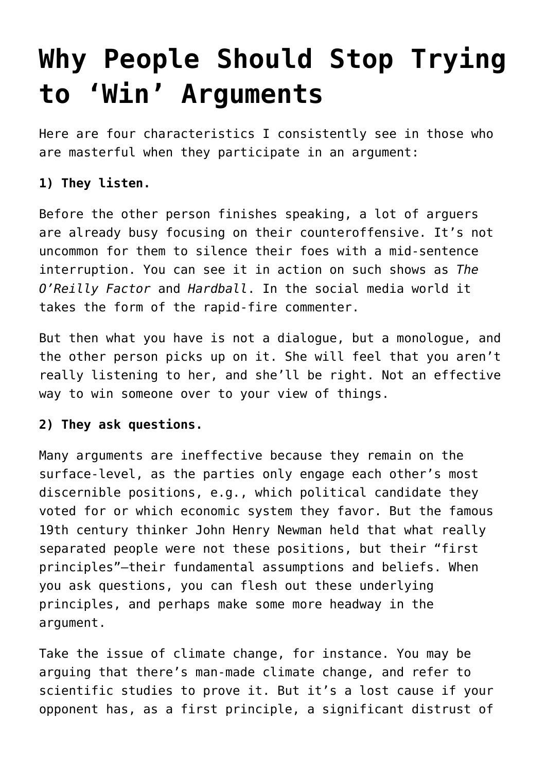# Why People Should Stop Trying to 'Win' Arguments

Here are four characteristics I consistently see in those who are masterful when they participate in an argument:

**1) They listen.**

Before the other person finishes speaking, a lot of arguers are already busy focusing on their counteroffensive. It's not uncommon for them to silence their foes with a mid-sentence interruption. You can see it in action on such shows as *The O'Reilly Factor* and *Hardball*. In the social media world it takes the form of the rapid-fire commenter.

But then what you have is not a dialogue, but a monologue, and the other person picks up on it. She will feel that you aren't really listening to her, and she'll be right. Not an effective way to win someone over to your view of things.

**2) They ask questions.**

Many arguments are ineffective because they remain on the surface-level, as the parties only engage each other's most discernible positions, e.g., which political candidate they voted for or which economic system they favor. But the famous 19th century thinker John Henry Newman held that what really separated people were not these positions, but their "first principles"—their fundamental assumptions and beliefs. When you ask questions, you can flesh out these underlying principles, and perhaps make some more headway in the argument.

Take the issue of climate change, for instance. You may be arguing that there's man-made climate change, and refer to scientific studies to prove it. But it's a lost cause if your opponent has, as a first principle, a significant distrust of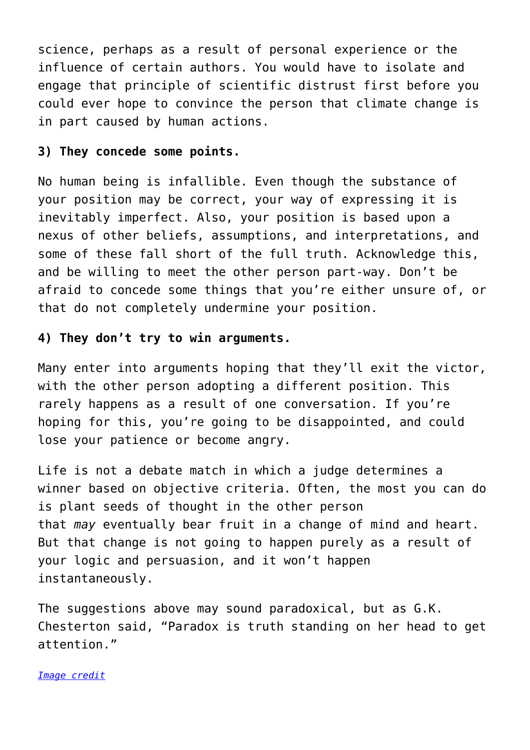science, perhaps as a result of personal experience or the influence of certain authors. You would have to isolate and engage that principle of scientific distrust first before you could ever hope to convince the person that climate change is in part caused by human actions.

**3) They concede some points.**

No human being is infallible. Even though the substance of your position may be correct, your way of expressing it is inevitably imperfect. Also, your position is based upon a nexus of other beliefs, assumptions, and interpretations, and some of these fall short of the full truth. Acknowledge this, and be willing to meet the other person part-way. Don't be afraid to concede some things that you're either unsure of, or that do not completely undermine your position.

**4) They don't try to win arguments.**

Many enter into arguments hoping that they'll exit the victor, with the other person adopting a different position. This rarely happens as a result of one conversation. If you're hoping for this, you're going to be disappointed, and could lose your patience or become angry.

Life is not a debate match in which a judge determines a winner based on objective criteria. Often, the most you can do is plant seeds of thought in the other person that *may* eventually bear fruit in a change of mind and heart. But that change is not going to happen purely as a result of your logic and persuasion, and it won't happen instantaneously.

The suggestions above may sound paradoxical, but as G.K. Chesterton said, "Paradox is truth standing on her head to get attention."

*Image credit*